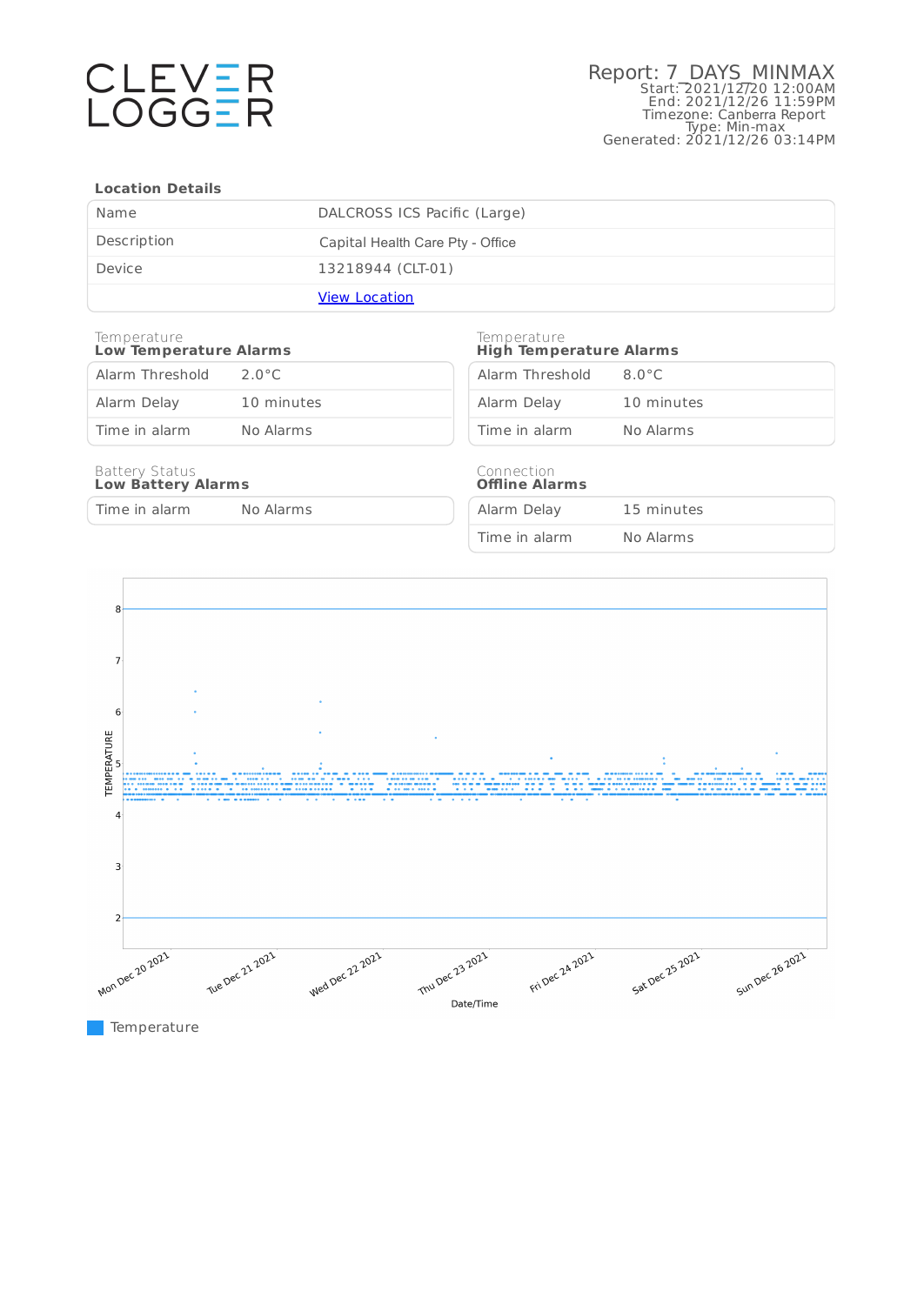CLEVER LOGGER

# Report: 7_DAYS_MINMAX

Start: 2021/12/20 12:00AM
End: 2021/12/26 11:59PM
Timezone: Canberra Report
Type: Min-max
Generated: 2021/12/26 03:14PM

## Location Details

| | |
|---|---|
| Name | DALCROSS ICS Pacific (Large) |
| Description | Capital Health Care Pty - Office |
| Device | 13218944 (CLT-01) |
| | [View Location]() |

Temperature
### Low Temperature Alarms

| | |
|---|---|
| Alarm Threshold | 2.0°C |
| Alarm Delay | 10 minutes |
| Time in alarm | No Alarms |

Temperature
### High Temperature Alarms

| | |
|---|---|
| Alarm Threshold | 8.0°C |
| Alarm Delay | 10 minutes |
| Time in alarm | No Alarms |

Battery Status
### Low Battery Alarms

| | |
|---|---|
| Time in alarm | No Alarms |

Connection
### Offline Alarms

| | |
|---|---|
| Alarm Delay | 15 minutes |
| Time in alarm | No Alarms |

TEMPERATURE

Date/Time: Mon Dec 20 2021, Tue Dec 21 2021, Wed Dec 22 2021, Thu Dec 23 2021, Fri Dec 24 2021, Sat Dec 25 2021, Sun Dec 26 2021

Temperature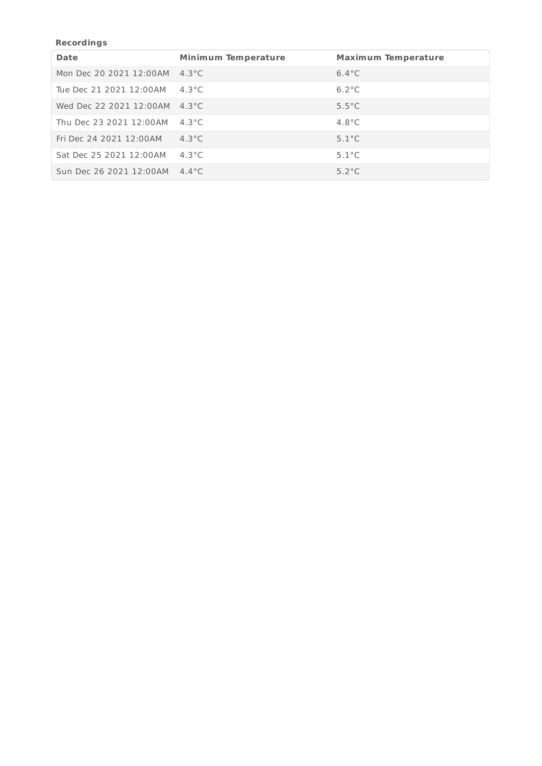**Recordings**

| Date | Minimum Temperature | Maximum Temperature |
| --- | --- | --- |
| Mon Dec 20 2021 12:00AM | 4.3°C | 6.4°C |
| Tue Dec 21 2021 12:00AM | 4.3°C | 6.2°C |
| Wed Dec 22 2021 12:00AM | 4.3°C | 5.5°C |
| Thu Dec 23 2021 12:00AM | 4.3°C | 4.8°C |
| Fri Dec 24 2021 12:00AM | 4.3°C | 5.1°C |
| Sat Dec 25 2021 12:00AM | 4.3°C | 5.1°C |
| Sun Dec 26 2021 12:00AM | 4.4°C | 5.2°C |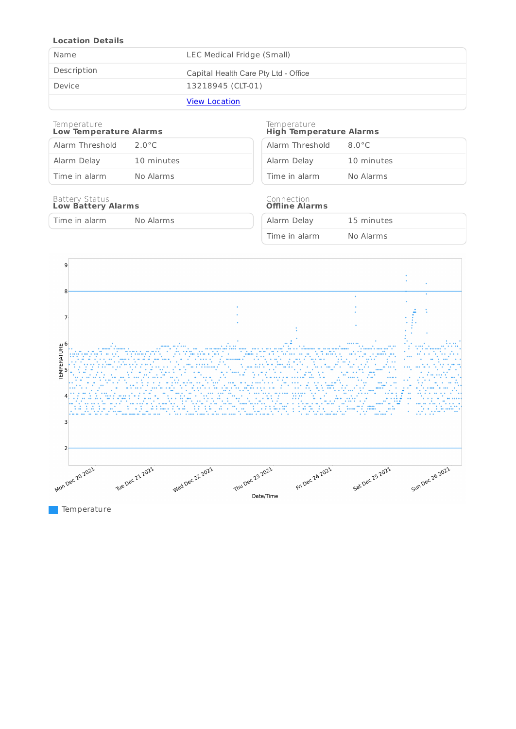**Location Details**

| Name | LEC Medical Fridge (Small) |
|---|---|
| Description | Capital Health Care Pty Ltd - Office |
| Device | 13218945 (CLT-01) |
| | View Location |

Temperature
**Low Temperature Alarms**

| Alarm Threshold | 2.0°C |
|---|---|
| Alarm Delay | 10 minutes |
| Time in alarm | No Alarms |

Temperature
**High Temperature Alarms**

| Alarm Threshold | 8.0°C |
|---|---|
| Alarm Delay | 10 minutes |
| Time in alarm | No Alarms |

Battery Status
**Low Battery Alarms**

| Time in alarm | No Alarms |
|---|---|

Connection
**Offline Alarms**

| Alarm Delay | 15 minutes |
|---|---|
| Time in alarm | No Alarms |

TEMPERATURE

9
8
7
6
5
4
3
2

Mon Dec 20 2021 | Tue Dec 21 2021 | Wed Dec 22 2021 | Thu Dec 23 2021 | Fri Dec 24 2021 | Sat Dec 25 2021 | Sun Dec 26 2021

Date/Time

Temperature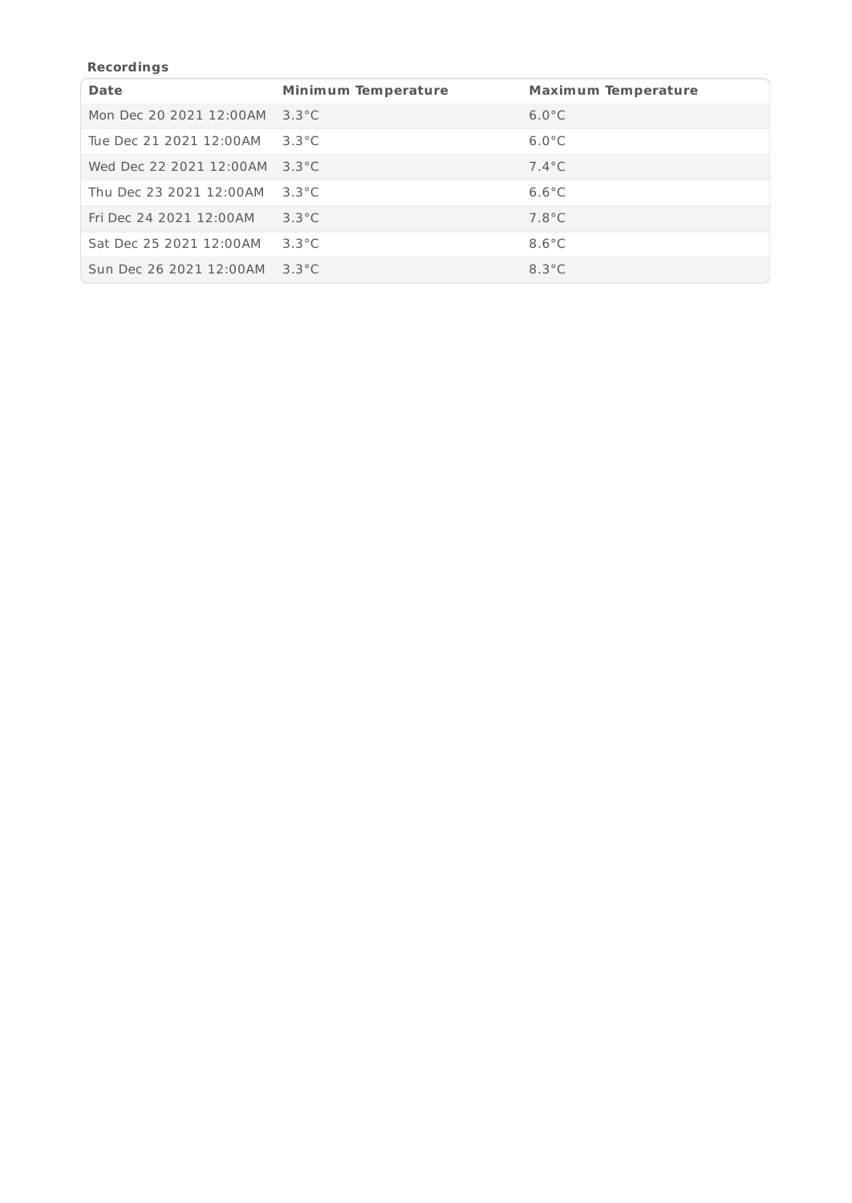**Recordings**

| Date | Minimum Temperature | Maximum Temperature |
| --- | --- | --- |
| Mon Dec 20 2021 12:00AM | 3.3°C | 6.0°C |
| Tue Dec 21 2021 12:00AM | 3.3°C | 6.0°C |
| Wed Dec 22 2021 12:00AM | 3.3°C | 7.4°C |
| Thu Dec 23 2021 12:00AM | 3.3°C | 6.6°C |
| Fri Dec 24 2021 12:00AM | 3.3°C | 7.8°C |
| Sat Dec 25 2021 12:00AM | 3.3°C | 8.6°C |
| Sun Dec 26 2021 12:00AM | 3.3°C | 8.3°C |